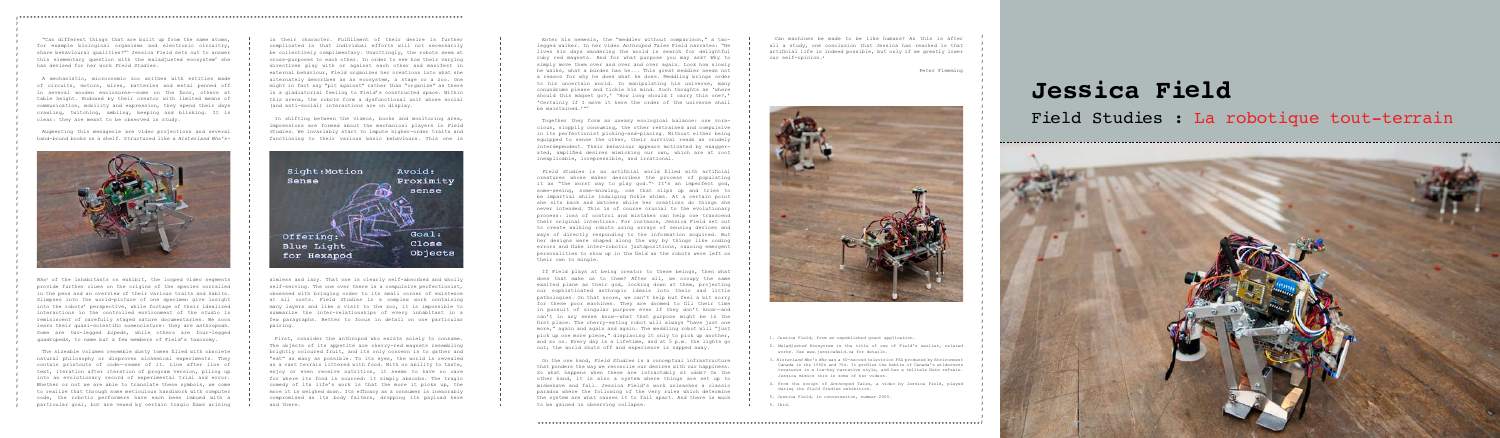# Jessica Field

## Field Studies : La robotique tout-terrain

"Can different things that are built up from the same atoms, for example biological organisms and electronic circuitry, share behavioural qualities?"[1] Jessica Field sets out to answer this elementary question with the maladjusted ecosystem[2] she has devised for her work *Field Studies*.

A mechanistic, microcosmic zoo writhes with entities made of circuits, motors, wires, batteries and metal penned off in several wooden enclosures—some on the floor, others at table height. Endowed by their creator with limited means of communication, mobility and expression, they spend their days crawling, twitching, ambling, beeping and blinking. It is clear: they are meant to be observed in study.

Augmenting this menagerie are video projections and several hand-bound books on a shelf. Structured like a *Hinterland Who's Who?*[3] of the inhabitants of exhibit, the looped video segments provide further clues in the origins of the species contained in the pens and an overview of their various traits and habits. Glimpses into the world-picture of one specimen give insight into the robots' perspective, while footage of their limelined interactions in the controlled environment of the studio is reminiscent of carefully staged nature documentaries. We soon learn their quasi-scientific nomenclature: they are anthropoids. Some are two-legged bipeds, while others are four-legged quadrupeds, to name but a few members of Field's taxonomy.

The sizeable volumes resemble dusty tomes filled with obsolete natural philosophy or forgotten alchemical experiments. They contain printouts of code—reams of it. Line after line of text, iteration after iteration of their version, piling up into an evolutionary record of sorts, a genetic text stored. Whether or not we are able to translate these symbols, we come to realize that through code sections and handiwork with computer code, the robotic performers have each been imbued with a particular goal, but are vexed by certain tragic flaws arising in their character. Fulfillment of their desire is further complicated in that individual efforts will not necessarily be collectively complementary. Unwittingly, the robots seem at cross-purposes to each other. In order to see how their varying directives play with or against each other and manifest in external behaviour, Field organizes her creations into what she alternately describes as an ecosystem, a stage or a zoo. One might in fact say "pit against" rather than "organize" as there is a gladiatorial feeling to Field's constructed space. Within this arena, the robots form a dysfunctional unit whose social (and anti-social) interactions are on display.

In shifting between the videos, books and monitoring area, impressions are formed about the mechanical players in *Field Studies*. We invariably start to impute higher-order traits and functioning to their various basic behaviours. This one is aimless and lazy. That one is clearly self-absorbed and wholly self-serving. The one over there is a compulsive perfectionist, obsessed with bringing order to the small corner of existence at all costs. *Field Studies* is a complex work containing many layers and like a visit to the zoo, it is impossible to summarize the inter-relationships of every inhabitant in a few paragraphs. Better to focus in detail on one particular pairing.

First, consider the anthropod who exists solely to consume. The objects of its appetite are cherry-red spheres resembling brightly coloured fruit, and its only concern is to gather and "eat" as many as possible. To the eye, the world is revealed as a vast terrain littered with food. With no ability to taste, enjoy or even receive nutrition, it seems to have no care for where its food is sourced: it simply amasses. The tragic comedy of its life's work is that the more it picks up, the more it is weighed down. Its efficacy as a consumer is inexorably compromised as its body falters, dropping its payload here and there.

Enter its nemesis, the "Hexapod without comparison," a two-legged walker. In her video *Arthropod Tales* Field narrates: "He lives his days wandering the world in search for delightful ruby red magnets. Red for what purpose you may ask? Why to simply move them over and over and over again. Look how slowly he walks, what a burden has he... This great wanderer seems not a reason for why he does what he does. Meddling brings order to his uncertain world. To manipulating his universe, many conundrums please and tickle his mind. Such thoughts as 'where should this magnet go?,' 'How long should I carry this one?,' 'Certainly if I move it here the order of the universe shall be maintained.'"[4]

Together they form an uneasy ecological balance: one voracious, singly consuming, the other restrained and compulsive in its perfectionist picking-and-placing. Without either being equipped to sense the other, their survival needs are clearly interdependent. Their behaviour appears motivated by exaggerated, amplified desires mimicking our own, which are at root inexplicable, irrepressible, and irrational.

*Field Studies* is an artificial world filled with artificial creatures whose maker describes the process of populating it as "the worst way to play god."[5] It's an imperfect god, some-seeing, some-knowing, one that slips up and tries to be impartial while indulging fickle whims. At a certain point she sits back and watches while her creations do things she never intended. This is of course crucial to the evolutionary process: loss of control and mistakes can help one transcend their original intentions. For instance, Jessica Field set out to create walking robots using arrays of sensing devices and ways of directly responding to the information acquired. But her designs were shaped along the way by things like coding errors and fake inter-robotic juxtapositions, causing emergent personalities to show up in the field as the robots were left on their own to mingle.

If Field plays at being creator to these beings, then what does that make us to them? After all, we occupy the same exalted plane as their god, looking down at them, projecting our sophisticated anthropic ideals into their own little pathologies. On that score, we can't help but feel a bit sorry for these poor machines. They are doomed to fill their time in pursuit of singular purpose even if they don't know—and can't in any sense know—what that purpose might be in the first place. The cherry-eating robot will always "have just one more," again and again and again. The meddling robot will "just pick up one more piece," displacing it only to pick up another, and so on. Every day is a lifetime, and at 5 p.m. the lights go out, the world shuts off and experience is zapped away.

On the one hand, *Field Studies* is a conceptual infrastructure that probes the way we recognize our desires with our happiness. To what happens when these are intractably at odds? On the other hand, it is also a system where things are set up to miscommunicate and fail. Jessica Field's work attenuates a classic paradox where the meaningful failings of the very tools which determine the system are what causes it to fail apart. And there is much to be gained in observing collapse.

Can machines be made to be like humans? As this is after all a study, one conclusion that Jessica has reached is that artificial life is indeed possible, but only if we greatly lower our self-opinion.[6]

Peter Flemming

1. Jessica Field, from an unpublished grant application.
2. *Maladjusted Ecosystem* is the title of one of Field's earlier, related works. See www.jessicafield.ca for details.
3. *Hinterland Who's Who* was a 60-second television PSA produced by Environment Canada in the 1960s and '70s. It profiles the habits of Canada's wilderness creatures in a low-key, narrative style, and has a cult-like following. Jessica mimics this in some of her videos.
4. From the script of *Arthropod Tales*, a video by Jessica Field, played during the *Field Studies* exhibition.
5. Jessica Field, in conversation, summer 2005.
6. Ibid.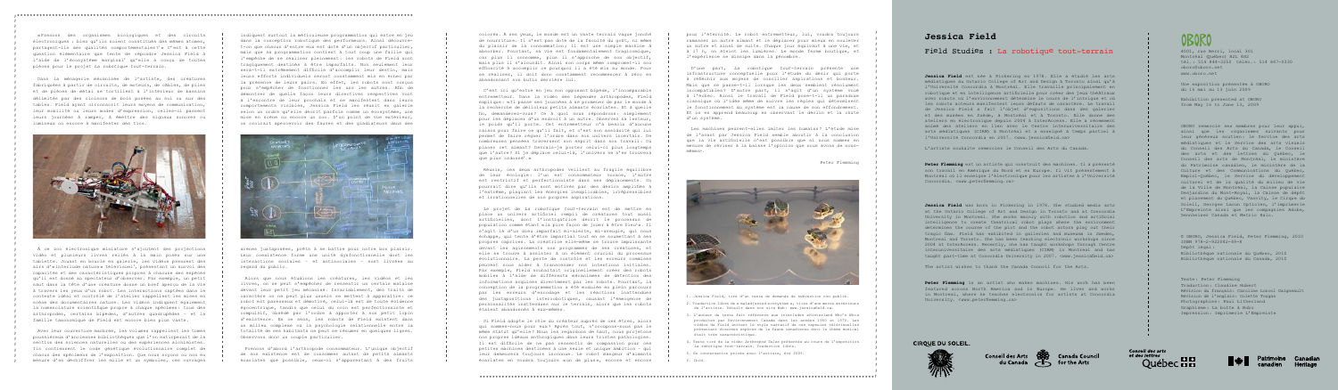« Prenons des organismes biologiques et des circuits électroniques : bien qu'ils soient constitués des mêmes atomes, partagent-ils des qualités comportementales? » C'est à cette question élémentaire que tente de répondre Jessica Field à l'aide de l'écosystème marginal qu'elle a conçu de toutes pièces pour le projet *La robotique tout-terrain*.

Dans la ménagerie mécanique de l'artiste, des créatures fabriquées à partir de circuits, de moteurs, de câbles, de piles et de pièces de métal se tortillent à l'intérieur de bassins délimités par des cordons de bois posés au sol ou sur des tables. Field ayant circonscrit leurs moyens de communication, leur mobilité ou leurs modes d'expression, celles-ci passent leurs journées à ramper, à émettre des signaux sonores ou lumineux ou encore à manifester des tics.

À ce zoo électronique miniature s'ajoutent des projections vidéo et plusieurs livres reliés à la main posés sur une tablette. Jouant au biscuit en galerie, les vidéos prennent des airs d'anciennes cultures télévisuelles, présentant un survol des capacités et des caractéristiques propres à chacune des espèces qu'il est donné au spectateur d'observer. Par exemple, on peut voir dans la tête d'une créature devenir le bref spécimen de la vie à travers les yeux d'un robot. Les interactions captées dans le contexte idéal et contrôlé d'ateliers rappellent les mises en scène des documentaires nature. Les vidéos indiquent également la nomenclature scientifique propre à chaque spécimen : tous des arthropodes, certains bipèdes, d'autres quadrupèdes – et la famille taxonomique de Field est encore bien plus vaste.

Avec leur couverture marbrée, les volumes rappellent les tomes poussiéreux d'anciennes bibliothèques que l'on retrouverait dans la section des sciences naturelles d'un musée. Ils présentent plus concrètement les spécificités techniques des robots, les schémas de chacune des espèces de l'exposition. Que nous soyons ou non en mesure de déchiffrer les mille et un symboles, ces ouvrages indiquent surtout la méticuleuse programmation qui entre en jeu dans la conception mécanique des performeurs. Ainsi découvre-t-on que chacun d'entre eux est doté d'un objectif particulier, mais que sa programmation contient à tout coup une faille qui l'empêche de se réaliser pleinement. Les robots de Field sont tragiquement destinés à être imparfaits. Non seulement leur est-il extrêmement difficile d'accomplir leur destin, mais leurs efforts individuels seront constamment mis en échec par la présence de leurs pairs. En effet, les robots sont conçus pour « empêcher » de fonctionner les uns les autres. Mis en demeure de quelque façon de leurs situations respectives, tout à l'encontre de leur fonctionnement, ils se manifestent dans leurs comportements cinétiques. Ces créatures sont mises en scène comme en vie, dans des arènes juxtaposées, prêtes à se battre pour notre bon plaisir. Leur comportement forme une unité dysfonctionnelle dont les interactions sociales – et antisociales – sont livrées au regard du public.

Ainsi, à mesure que nous étudions les créatures, les vidéos et les livres, on se prend à éprouver de l'empathie à leur égard, même devant leur petit jeu mécanique. Inévitablement, des traits de caractère se mettent à apparaître : ce robot est paresseux et démotivé, celui-là est de toute évidence égocentrique, tandis que celui du coin est perfectionniste et compulsif, obsédé par l'ordre à apporter à son petit lopin d'existence. Au fond, les robots de Field habitent un milieu compliqué où la psychologie relationnelle entre ses habitants ne peut se résumer en quelques lignes. Observons donc un couple particulier.

Prenons d'abord l'arthropode consommateur. L'unique objectif de son existence est de consommer autant de petits aimants colorés que possible, ceux-ci s'apparentant à des fruits colorés. À ses yeux, le monde est un vaste terrain vague jonché de nourriture. Il n'est pas doté de la faculté du goût, ni même du plaisir de la consommation. Il est une simple machine à absorber. Pourtant, sa vie est fondamentalement tragique, car plus il consomme, plus il s'approche de son objectif, mais plus il s'alourdit. Ainsi son corps même compromet-il son objectif. Pour se réaliser, il doit donc constamment recommencer à zéro en abandonnant son butin derrière lui.

C'est ici qu'entre en jeu son opposant bipède, l'incomparable entremetteur. Dans la vidéo sur les arthropodes, Field explique : « Il passe ses journées à ramasser de par le monde des petits aimants colorés. Et à quelle fin, demanderez-vous? […] »

Mais, ces deux arthropodes veillent au fragile équilibre de leur écologie : l'un est consommateur, l'autre est restituteur, et perfectionniste dans ses déplacements. Ce pourrait être qu'ils sont actifs par des désirs simples à l'extrême, plaçant les énergies inexplicables, incompréhensibles et irrationnelles de nos propres aspirations.

Le projet de *la robotique tout-terrain* est de mettre en place un univers artificiel peuplé de créatures tout aussi artificielles, dont l'instigatrice décrit le processus de population comme étant axé plus faire de jouer à être Dieu. Il s'agit là d'un dieu imparfait et, à chaque fois, qui nous échappe, qui tente d'être impartial tout en se soumettant à ses propres caprices. La créatrice elle-même se trouve implicitement devant les répercussions programmées de ses créatures, et elle se trouve à assister à un élément crucial du processus évolutionnaire. La perte de contrôle et les circuits communs peuvent nous aider à transcender nos intentions initiales. Par exemple, Field souhaitait originalement créer des robots mobiles à l'aide de différents mécanismes de détection des informations auxquelles réagiraient les robots. Puisque la conception de la programmation a été modifiée en plein parcours par les erreurs d'encodage et les réactions inattendues des configurations environnantes, chacune a « émergé » de personnalités inattendues sur le terrain, ainsi que les robots étaient absolument imprévisibles.

Si Field adopte le rôle du créateur auprès de ces êtres, alors qui sommes-nous pour eux? Après tout, s'occupent-ils de notre même statut qu'elle? Nous les regardons comme des objets, mais nos propres schémas anthropiques dans leurs tristes péripéties. Il est difficile de ne pas ressentir de compassion pour ces petites créatures électroniques, dont l'unique objectif est de leur demeurent toujours inconnus. Le robot mangeur d'aimants écolaires ne mourra toujours sous de plaie, encore et encore pour l'éternité. Le robot entremetteur, lui, voudra toujours ramasser un autre aimant et le déplacer pour mieux en soulever un autre et ainsi de suite. Chaque jour égrénant à une vie, et à l'an, on éteint les lumières. Le monde fermé toujours, et l'expérience se répète dans la prochaine.

D'une part, *La robotique tout-terrain* présente une infrastructure conceptuelle pour l'étude du désir qui porte à réfléchir aux moyens de concilier aspirations et bonheur. Mais que se passe-t-il lorsque les deux semblent résolument incompatibles? D'autre part, il s'agit d'un système voué à l'échec. Ainsi le travail de Field pose-t-il un paradoxe classique où l'idée même de suivre les règles qui déterminent le fonctionnement du système mène à la chute de son achèvement. Et si on apprend beaucoup en observant le déclin et la chute d'un système.

Les machines peuvent-elles imiter les humains? L'étude mise de l'avant par Jessica Field semble aboutir à la conclusion que la vie artificielle n'est possible que si nous sommes en mesure de réviser à la baisse l'opinion que nous avons de nous-mêmes[6].

Peter Flemming

1. Jessica Field, tiré d'un texte de demande de subvention non publié.
2. Traduction libre de « Metalworld programme », tiré d'une autre entrevue de l'artiste. Accessible dans site Web : www.jessicafield.ca.
3. L'auteur de texte fait référence aux interludes allemand des « Rêve produits par Environnement Canada dans les années 1960 et 1970. Les vidéos de Field imitent le style naturel de ces capsules télévisuelles présentant diverses espèces de la faune canadienne dans le décor naturel où elles étaient omniprésentes.
4. Texte tiré de la vidéo *Arthropod Video* présentée au cours de l'exposition *La robotique tout-terrain*. Traduction libre.
5. En conversation privée avec l'artiste, mai 2009.
6. Idem.

# Jessica Field

## Field Studies : La robotique tout-terrain

**Jessica Field** est née à Pickering en 1978. Elle a étudié les arts médiatiques au Ontario College of Art and Design à Toronto ainsi qu'à l'Université Concordia à Montréal. Elle travaille principalement en robotique et en intelligence artificielle pour créer des jeux théâtraux avec robots où l'environnement détermine le cours de l'intrigue et où les robots acteurs manifestent leurs destins tragiques. Le travail de Jessica Field a fait l'objet d'expositions dans des galeries et des musées en Suède, à Montréal et à Toronto. Elle donne des ateliers en électronique depuis 2006 à InterAccess. Elle a récemment animé des ateliers en lien avec le Centre interuniversitaire des arts médiatiques (CIAM) à Montréal et a enseigné à temps partiel à l'Université Concordia en 2007. www.jessicafield.ca/

L'artiste souhaite remercier le Conseil des Arts du Canada.

**Peter Flemming** est un artiste qui construit des machines. Il a présenté son travail en Amérique du Nord et en Europe. Il vit présentement à Montréal où il enseigne l'électronique pour les artistes à l'Université Concordia. www.peterflemming.ca/

**Jessica Field** was born in Pickering in 1978. She studied media arts at the Ontario College of Art and Design in Toronto and at Concordia University in Montreal. She works mainly with robotics and artificial intelligence to create theatrical robot plays where the environment determines the course of the plot and the robot actors play out their tragic fate. Field has exhibited in galleries and museums in Sweden, Montreal and Toronto. She has been teaching electronic workshops since 2006 at InterAccess. Recently, she has taught workshops through the interuniversitary media arts workshops (CIAM) in Montreal and has taught part time at Concordia University in 2007. www.jessicafield.ca/

The artist wishes to thank the Canada Council for the Arts.

**Peter Flemming** is an artist who makes machines. His work has been featured across North America and in Europe. He lives and works in Montreal, where he teaches electronics for artists at Concordia University. www.peterflemming.ca/

OBORO

4001, rue Berri, local 301
Montréal (Québec) H2L 4H2
tél : 514 844-3250 télec. : 514 847-0330
oboro@oboro.net
www.oboro.net

Une exposition présentée à OBORO du 16 mai au 13 juin 2009

Exhibition presented at OBORO from May 16 to June 13, 2009

OBORO remercie ses membres pour leur appui, ainsi que les organismes suivants pour leur soutien : Le Conseil des Arts du Canada, le Nouveau Laboratoire des médias, le Conseil des arts et des lettres du Québec, le Conseil des arts de Montréal, le ministère du Patrimoine canadien, le ministère de la Culture et des Communications du Québec, Emploi-Québec, le Service du développement culturel et de la qualité du milieu de vie de la Ville de Montréal, la Caisse populaire Desjardins du Mont-Royal, la Caisse de dépôt et placement du Québec, Vasistas, le Cirque du Soleil, Georges Laoun Opticien, l'Imprimerie L'Empreinte ainsi que les compagnies Adobe, Heuristic, Hemisphere et Matrix Halo.

© OBORO, Jessica Field, Peter Flemming, 2010
ISBN 978-2-921742-69-8
Dépôt légal :
Bibliothèque nationale du Québec, 2010
Bibliothèque nationale du Canada, 2010

Texte : Peter Flemming
Traduction : Claudine Hubert
Révision du français : Caroline Loncol Daigneault
Révision de l'anglais : Colette Tougas
Photographies : Paul Litherland
Graphisme : Le Nombre & Bidon
Impression : Imprimerie L'Empreinte

CIRQUE DU SOLEIL.

Conseil des Arts du Canada | Canada Council for the Arts

Conseil des arts et des lettres Québec

Patrimoine canadien | Canadian Heritage